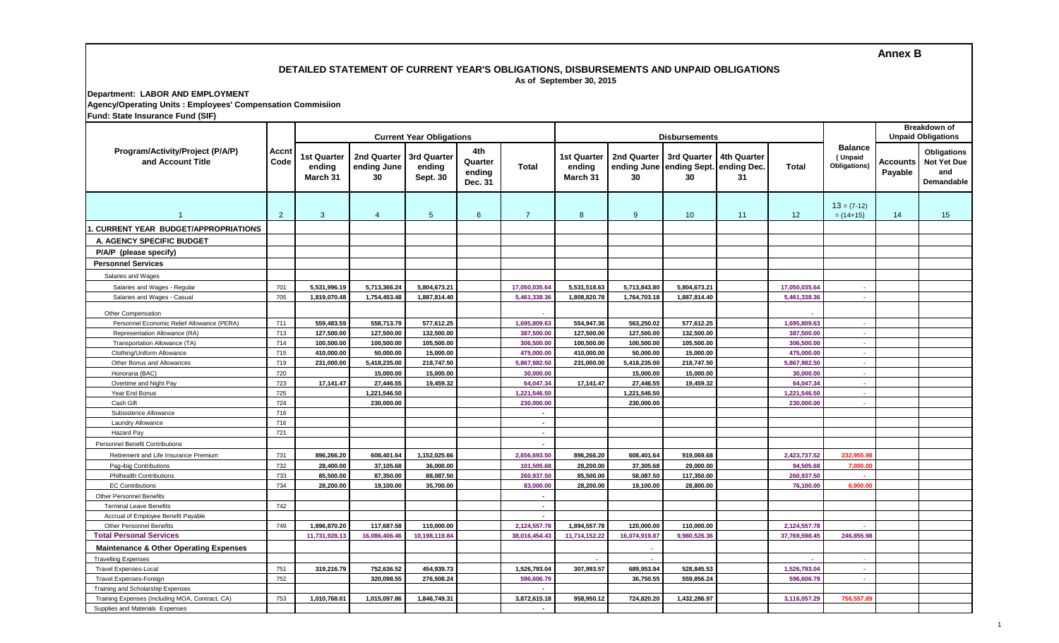**Annex B**

## DETAILED STATEMENT OF CURRENT YEAR'S OBLIGATIONS, DISBURSEMENTS AND UNPAID OBLIGATIONS

As of September 30, 2015

**Department: LABOR AND EMPLOYMENT**
**Agency/Operating Units : Employees' Compensation Commisiion**
**Fund: State Insurance Fund (SIF)**

| Program/Activity/Project (P/A/P) and Account Title | Accnt Code | Current Year Obligations | | | | | Disbursements | | | | | Balance ( Unpaid Obligations) | Breakdown of Unpaid Obligations | |
|---|---|---|---|---|---|---|---|---|---|---|---|---|---|---|
| | | 1st Quarter ending March 31 | 2nd Quarter ending June 30 | 3rd Quarter ending Sept. 30 | 4th Quarter ending Dec. 31 | Total | 1st Quarter ending March 31 | 2nd Quarter ending June 30 | 3rd Quarter ending Sept. 30 | 4th Quarter ending Dec. 31 | Total | | Accounts Payable | Obligations Not Yet Due and Demandable |
| 1 | 2 | 3 | 4 | 5 | 6 | 7 | 8 | 9 | 10 | 11 | 12 | 13 = (7-12) = (14+15) | 14 | 15 |
| **1. CURRENT YEAR BUDGET/APPROPRIATIONS** | | | | | | | | | | | | | | |
| **A. AGENCY SPECIFIC BUDGET** | | | | | | | | | | | | | | |
| **P/A/P (please specify)** | | | | | | | | | | | | | | |
| **Personnel Services** | | | | | | | | | | | | | | |
| Salaries and Wages | | | | | | | | | | | | | | |
| Salaries and Wages - Regular | 701 | 5,531,996.19 | 5,713,366.24 | 5,804,673.21 | | 17,050,035.64 | 5,531,518.63 | 5,713,843.80 | 5,804,673.21 | | 17,050,035.64 | - | | |
| Salaries and Wages - Casual | 705 | 1,819,070.48 | 1,754,453.48 | 1,887,814.40 | | 5,461,338.36 | 1,808,820.78 | 1,764,703.18 | 1,887,814.40 | | 5,461,338.36 | - | | |
| Other Compensation | | | | | | - | | | | | - | | | |
| Personnel Economic Relief Allowance (PERA) | 711 | 559,483.59 | 558,713.79 | 577,612.25 | | 1,695,809.63 | 554,947.36 | 563,250.02 | 577,612.25 | | 1,695,809.63 | - | | |
| Representation Allowance (RA) | 713 | 127,500.00 | 127,500.00 | 132,500.00 | | 387,500.00 | 127,500.00 | 127,500.00 | 132,500.00 | | 387,500.00 | - | | |
| Transportation Allowance (TA) | 714 | 100,500.00 | 100,500.00 | 105,500.00 | | 306,500.00 | 100,500.00 | 100,500.00 | 105,500.00 | | 306,500.00 | - | | |
| Clothing/Uniform Allowance | 715 | 410,000.00 | 50,000.00 | 15,000.00 | | 475,000.00 | 410,000.00 | 50,000.00 | 15,000.00 | | 475,000.00 | - | | |
| Other Bonus and Allowances | 719 | 231,000.00 | 5,418,235.00 | 218,747.50 | | 5,867,982.50 | 231,000.00 | 5,418,235.00 | 218,747.50 | | 5,867,982.50 | - | | |
| Honoraria (BAC) | 720 | | 15,000.00 | 15,000.00 | | 30,000.00 | | 15,000.00 | 15,000.00 | | 30,000.00 | - | | |
| Overtime and Night Pay | 723 | 17,141.47 | 27,446.55 | 19,459.32 | | 64,047.34 | 17,141.47 | 27,446.55 | 19,459.32 | | 64,047.34 | - | | |
| Year End Bonus | 725 | | 1,221,546.50 | | | 1,221,546.50 | | 1,221,546.50 | | | 1,221,546.50 | - | | |
| Cash Gift | 724 | | 230,000.00 | | | 230,000.00 | | 230,000.00 | | | 230,000.00 | - | | |
| Subsistence Allowance | 716 | | | | | - | | | | | | | | |
| Laundry Allowance | 716 | | | | | - | | | | | | | | |
| Hazard Pay | 721 | | | | | - | | | | | | | | |
| Personnel Benefit Contributions | | | | | | - | | | | | | | | |
| Retirement and Life Insurance Premium | 731 | 896,266.20 | 608,401.64 | 1,152,025.66 | | 2,656,693.50 | 896,266.20 | 608,401.64 | 919,069.68 | | 2,423,737.52 | 232,955.98 | | |
| Pag-ibig Contributions | 732 | 28,400.00 | 37,105.68 | 36,000.00 | | 101,505.68 | 28,200.00 | 37,305.68 | 29,000.00 | | 94,505.68 | 7,000.00 | | |
| Philhealth Contributions | 733 | 85,500.00 | 87,350.00 | 88,087.50 | | 260,937.50 | 85,500.00 | 58,087.50 | 117,350.00 | | 260,937.50 | - | | |
| EC Contributions | 734 | 28,200.00 | 19,100.00 | 35,700.00 | | 83,000.00 | 28,200.00 | 19,100.00 | 28,800.00 | | 76,100.00 | 6,900.00 | | |
| Other Personnel Benefits | | | | | | - | | | | | | | | |
| Terminal Leave Benefits | 742 | | | | | - | | | | | | | | |
| Accrual of Employee Benefit Payable | | | | | | - | | | | | | | | |
| Other Personnel Benefits | 749 | 1,896,870.20 | 117,687.58 | 110,000.00 | | 2,124,557.78 | 1,894,557.78 | 120,000.00 | 110,000.00 | | 2,124,557.78 | - | | |
| **Total Personal Services** | | 11,731,928.13 | 16,086,406.46 | 10,198,119.84 | | 38,016,454.43 | 11,714,152.22 | 16,074,919.87 | 9,980,526.36 | | 37,769,598.45 | 246,855.98 | | |
| **Maintenance & Other Operating Expenses** | | | | | | | | - | | | | | | |
| Travelling Expenses | | | | | | | - | - | | | - | - | | |
| Travel Expenses-Local | 751 | 319,216.79 | 752,636.52 | 454,939.73 | | 1,526,793.04 | 307,993.57 | 689,953.94 | 528,845.53 | | 1,526,793.04 | - | | |
| Travel Expenses-Foreign | 752 | | 320,098.55 | 276,508.24 | | 596,606.79 | | 36,750.55 | 559,856.24 | | 596,606.79 | - | | |
| Training and Scholarship Expenses | | | | | | - | | | | | | | | |
| Training Expenses (Including MOA, Contract, CA) | 753 | 1,010,768.01 | 1,015,097.86 | 1,846,749.31 | | 3,872,615.18 | 958,950.12 | 724,820.20 | 1,432,286.97 | | 3,116,057.29 | 756,557.89 | | |
| Supplies and Materials Expenses | | | | | | - | | | | | | | | |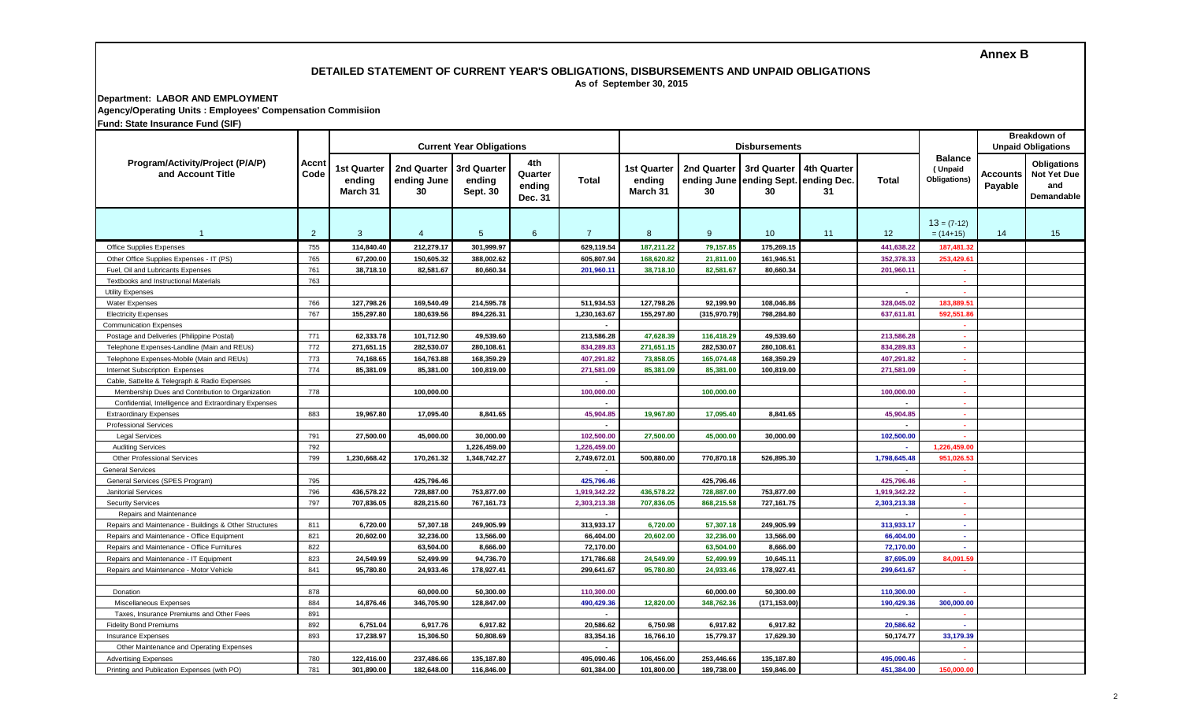**Annex B**

## DETAILED STATEMENT OF CURRENT YEAR'S OBLIGATIONS, DISBURSEMENTS AND UNPAID OBLIGATIONS

**As of September 30, 2015**

**Department: LABOR AND EMPLOYMENT**

**Agency/Operating Units : Employees' Compensation Commisiion**

**Fund: State Insurance Fund (SIF)**

| Program/Activity/Project (P/A/P) and Account Title | Accnt Code | Current Year Obligations | | | | | Disbursements | | | | | Balance ( Unpaid Obligations) | Breakdown of Unpaid Obligations | |
|---|---|---|---|---|---|---|---|---|---|---|---|---|---|---|
| | | 1st Quarter ending March 31 | 2nd Quarter ending June 30 | 3rd Quarter ending Sept. 30 | 4th Quarter ending Dec. 31 | Total | 1st Quarter ending March 31 | 2nd Quarter ending June 30 | 3rd Quarter ending Sept. 30 | 4th Quarter ending Dec. 31 | Total | | Accounts Payable | Obligations Not Yet Due and Demandable |
| 1 | 2 | 3 | 4 | 5 | 6 | 7 | 8 | 9 | 10 | 11 | 12 | 13 = (7-12) = (14+15) | 14 | 15 |
| Office Supplies Expenses | 755 | 114,840.40 | 212,279.17 | 301,999.97 | | 629,119.54 | 187,211.22 | 79,157.85 | 175,269.15 | | 441,638.22 | 187,481.32 | | |
| Other Office Supplies Expenses - IT (PS) | 765 | 67,200.00 | 150,605.32 | 388,002.62 | | 605,807.94 | 168,620.82 | 21,811.00 | 161,946.51 | | 352,378.33 | 253,429.61 | | |
| Fuel, Oil and Lubricants Expenses | 761 | 38,718.10 | 82,581.67 | 80,660.34 | | 201,960.11 | 38,718.10 | 82,581.67 | 80,660.34 | | 201,960.11 | - | | |
| Textbooks and Instructional Materials | 763 | | | | | | | | | | | - | | |
| Utility Expenses | | | | | | | | | | | - | - | | |
| Water Expenses | 766 | 127,798.26 | 169,540.49 | 214,595.78 | | 511,934.53 | 127,798.26 | 92,199.90 | 108,046.86 | | 328,045.02 | 183,889.51 | | |
| Electricity Expenses | 767 | 155,297.80 | 180,639.56 | 894,226.31 | | 1,230,163.67 | 155,297.80 | (315,970.79) | 798,284.80 | | 637,611.81 | 592,551.86 | | |
| Communication Expenses | | | | | | - | | | | | | - | | |
| Postage and Deliveries (Philippine Postal) | 771 | 62,333.78 | 101,712.90 | 49,539.60 | | 213,586.28 | 47,628.39 | 116,418.29 | 49,539.60 | | 213,586.28 | - | | |
| Telephone Expenses-Landline (Main and REUs) | 772 | 271,651.15 | 282,530.07 | 280,108.61 | | 834,289.83 | 271,651.15 | 282,530.07 | 280,108.61 | | 834,289.83 | - | | |
| Telephone Expenses-Mobile (Main and REUs) | 773 | 74,168.65 | 164,763.88 | 168,359.29 | | 407,291.82 | 73,858.05 | 165,074.48 | 168,359.29 | | 407,291.82 | - | | |
| Internet Subscription Expenses | 774 | 85,381.09 | 85,381.00 | 100,819.00 | | 271,581.09 | 85,381.09 | 85,381.00 | 100,819.00 | | 271,581.09 | - | | |
| Cable, Sattelite & Telegraph & Radio Expenses | | | | | | - | | | | | | - | | |
| Membership Dues and Contribution to Organization | 778 | | 100,000.00 | | | 100,000.00 | | 100,000.00 | | | 100,000.00 | - | | |
| Confidential, Intelligence and Extraordinary Expenses | | | | | | - | | | | | - | - | | |
| Extraordinary Expenses | 883 | 19,967.80 | 17,095.40 | 8,841.65 | | 45,904.85 | 19,967.80 | 17,095.40 | 8,841.65 | | 45,904.85 | - | | |
| Professional Services | | | | | | - | | | | | - | - | | |
| Legal Services | 791 | 27,500.00 | 45,000.00 | 30,000.00 | | 102,500.00 | 27,500.00 | 45,000.00 | 30,000.00 | | 102,500.00 | - | | |
| Auditing Services | 792 | | | 1,226,459.00 | | 1,226,459.00 | | | | | - | 1,226,459.00 | | |
| Other Professional Services | 799 | 1,230,668.42 | 170,261.32 | 1,348,742.27 | | 2,749,672.01 | 500,880.00 | 770,870.18 | 526,895.30 | | 1,798,645.48 | 951,026.53 | | |
| General Services | | | | | | - | | | | | - | - | | |
| General Services (SPES Program) | 795 | | 425,796.46 | | | 425,796.46 | | 425,796.46 | | | 425,796.46 | - | | |
| Janitorial Services | 796 | 436,578.22 | 728,887.00 | 753,877.00 | | 1,919,342.22 | 436,578.22 | 728,887.00 | 753,877.00 | | 1,919,342.22 | - | | |
| Security Services | 797 | 707,836.05 | 828,215.60 | 767,161.73 | | 2,303,213.38 | 707,836.05 | 868,215.58 | 727,161.75 | | 2,303,213.38 | - | | |
| Repairs and Maintenance | | | | | | - | | | | | - | - | | |
| Repairs and Maintenance - Buildings & Other Structures | 811 | 6,720.00 | 57,307.18 | 249,905.99 | | 313,933.17 | 6,720.00 | 57,307.18 | 249,905.99 | | 313,933.17 | - | | |
| Repairs and Maintenance - Office Equipment | 821 | 20,602.00 | 32,236.00 | 13,566.00 | | 66,404.00 | 20,602.00 | 32,236.00 | 13,566.00 | | 66,404.00 | - | | |
| Repairs and Maintenance - Office Furnitures | 822 | | 63,504.00 | 8,666.00 | | 72,170.00 | | 63,504.00 | 8,666.00 | | 72,170.00 | - | | |
| Repairs and Maintenance - IT Equipment | 823 | 24,549.99 | 52,499.99 | 94,736.70 | | 171,786.68 | 24,549.99 | 52,499.99 | 10,645.11 | | 87,695.09 | 84,091.59 | | |
| Repairs and Maintenance - Motor Vehicle | 841 | 95,780.80 | 24,933.46 | 178,927.41 | | 299,641.67 | 95,780.80 | 24,933.46 | 178,927.41 | | 299,641.67 | - | | |
| | | | | | | | | | | | | | | |
| Donation | 878 | | 60,000.00 | 50,300.00 | | 110,300.00 | | 60,000.00 | 50,300.00 | | 110,300.00 | - | | |
| Miscellaneous Expenses | 884 | 14,876.46 | 346,705.90 | 128,847.00 | | 490,429.36 | 12,820.00 | 348,762.36 | (171,153.00) | | 190,429.36 | 300,000.00 | | |
| Taxes, Insurance Premiums and Other Fees | 891 | | | | | - | | | | | - | - | | |
| Fidelity Bond Premiums | 892 | 6,751.04 | 6,917.76 | 6,917.82 | | 20,586.62 | 6,750.98 | 6,917.82 | 6,917.82 | | 20,586.62 | - | | |
| Insurance Expenses | 893 | 17,238.97 | 15,306.50 | 50,808.69 | | 83,354.16 | 16,766.10 | 15,779.37 | 17,629.30 | | 50,174.77 | 33,179.39 | | |
| Other Maintenance and Operating Expenses | | | | | | - | | | | | | - | | |
| Advertising Expenses | 780 | 122,416.00 | 237,486.66 | 135,187.80 | | 495,090.46 | 106,456.00 | 253,446.66 | 135,187.80 | | 495,090.46 | - | | |
| Printing and Publication Expenses (with PO) | 781 | 301,890.00 | 182,648.00 | 116,846.00 | | 601,384.00 | 101,800.00 | 189,738.00 | 159,846.00 | | 451,384.00 | 150,000.00 | | |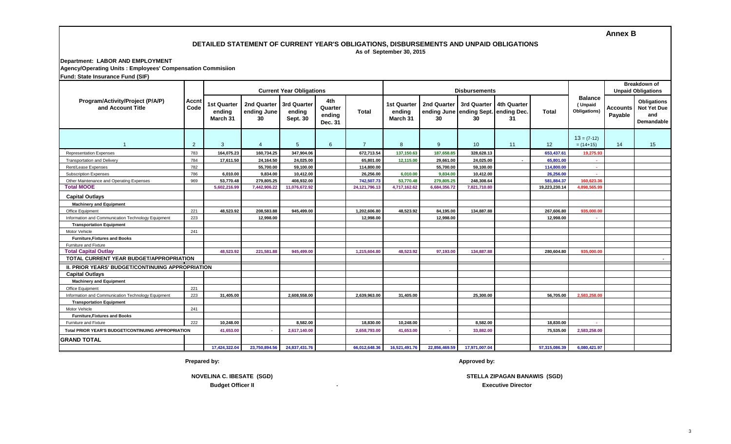**Annex B**

## DETAILED STATEMENT OF CURRENT YEAR'S OBLIGATIONS, DISBURSEMENTS AND UNPAID OBLIGATIONS

As of September 30, 2015

**Department: LABOR AND EMPLOYMENT**

**Agency/Operating Units : Employees' Compensation Commisiion**

**Fund: State Insurance Fund (SIF)**

| Program/Activity/Project (P/A/P) and Account Title | Accnt Code | Current Year Obligations | | | | | Disbursements | | | | | Balance (Unpaid Obligations) | Breakdown of Unpaid Obligations | |
|---|---|---|---|---|---|---|---|---|---|---|---|---|---|---|
| | | 1st Quarter ending March 31 | 2nd Quarter ending June 30 | 3rd Quarter ending Sept. 30 | 4th Quarter ending Dec. 31 | Total | 1st Quarter ending March 31 | 2nd Quarter ending June 30 | 3rd Quarter ending Sept. 30 | 4th Quarter ending Dec. 31 | Total | | Accounts Payable | Obligations Not Yet Due and Demandable |
| 1 | 2 | 3 | 4 | 5 | 6 | 7 | 8 | 9 | 10 | 11 | 12 | 13 = (7-12) = (14+15) | 14 | 15 |
| Representation Expenses | 783 | 164,075.23 | 160,734.25 | 347,904.06 | | 672,713.54 | 137,150.63 | 187,658.85 | 328,628.13 | | 653,437.61 | 19,275.93 | | |
| Transportation and Delivery | 784 | 17,611.50 | 24,164.50 | 24,025.00 | | 65,801.00 | 12,115.00 | 29,661.00 | 24,025.00 | - | 65,801.00 | - | | |
| Rent/Lease Expenses | 782 | | 55,700.00 | 59,100.00 | | 114,800.00 | | 55,700.00 | 59,100.00 | | 114,800.00 | - | | |
| Subscription Expenses | 786 | 6,010.00 | 9,834.00 | 10,412.00 | | 26,256.00 | 6,010.00 | 9,834.00 | 10,412.00 | | 26,256.00 | - | | |
| Other Maintenance and Operating Expenses | 969 | 53,770.48 | 279,805.25 | 408,932.00 | | 742,507.73 | 53,770.48 | 279,805.25 | 248,308.64 | | 581,884.37 | 160,623.36 | | |
| **Total MOOE** | | 5,602,216.99 | 7,442,906.22 | 11,076,672.92 | | 24,121,796.13 | 4,717,162.62 | 6,684,356.72 | 7,821,710.80 | | 19,223,230.14 | 4,898,565.99 | | |
| **Capital Outlays** | | | | | | | | | | | | | | |
| **Machinery and Equipment** | | | | | | | | | | | | | | |
| Office Equipment | 221 | 48,523.92 | 208,583.88 | 945,499.00 | | 1,202,606.80 | 48,523.92 | 84,195.00 | 134,887.88 | | 267,606.80 | 935,000.00 | | |
| Information and Communication Technology Equipment | 223 | | 12,998.00 | | | 12,998.00 | | 12,998.00 | | | 12,998.00 | - | | |
| **Transportation Equipment** | | | | | | | | | | | | | | |
| Motor Vehicle | 241 | | | | | | | | | | | | | |
| **Furniture,Fixtures and Books** | | | | | | | | | | | | | | |
| Furniture and Fixture | | | | | | | | | | | | | | |
| **Total Capital Outlay** | | 48,523.92 | 221,581.88 | 945,499.00 | | 1,215,604.80 | 48,523.92 | 97,193.00 | 134,887.88 | | 280,604.80 | 935,000.00 | | |
| **TOTAL CURRENT YEAR BUDGET/APPROPRIATION** | | | | | | | | | | | | | | - |
| **II. PRIOR YEARS' BUDGET/CONTINUING APPROPRIATION** | | | | | | | | | | | | | | |
| **Capital Outlays** | | | | | | | | | | | | | | |
| **Machinery and Equipment** | | | | | | | | | | | | | | |
| Office Equipment | 221 | | | | | | | | | | | | | |
| Information and Communication Technology Equipment | 223 | 31,405.00 | | 2,608,558.00 | | 2,639,963.00 | 31,405.00 | | 25,300.00 | | 56,705.00 | 2,583,258.00 | | |
| **Transportation Equipment** | | | | | | | | | | | | | | |
| Motor Vehicle | 241 | | | | | | | | | | | | | |
| **Furniture,Fixtures and Books** | | | | | | | | | | | | | | |
| Furniture and Fixture | 222 | 10,248.00 | | 8,582.00 | | 18,830.00 | 10,248.00 | | 8,582.00 | | 18,830.00 | - | | |
| **Total PRIOR YEAR'S BUDGET/CONTINUING APPROPRIATION** | | 41,653.00 | - | 2,617,140.00 | | 2,658,793.00 | 41,653.00 | - | 33,882.00 | | 75,535.00 | 2,583,258.00 | | |
| **GRAND TOTAL** | | | | | | | | | | | | | | |
| | | 17,424,322.04 | 23,750,894.56 | 24,837,431.76 | | 66,012,648.36 | 16,521,491.76 | 22,856,469.59 | 17,971,007.04 | | 57,315,086.39 | 6,080,421.97 | | |

**Prepared by:**

**NOVELINA C. IBESATE (SGD)**
**Budget Officer II**

-

**Approved by:**

**STELLA ZIPAGAN BANAWIS (SGD)**
**Executive Director**